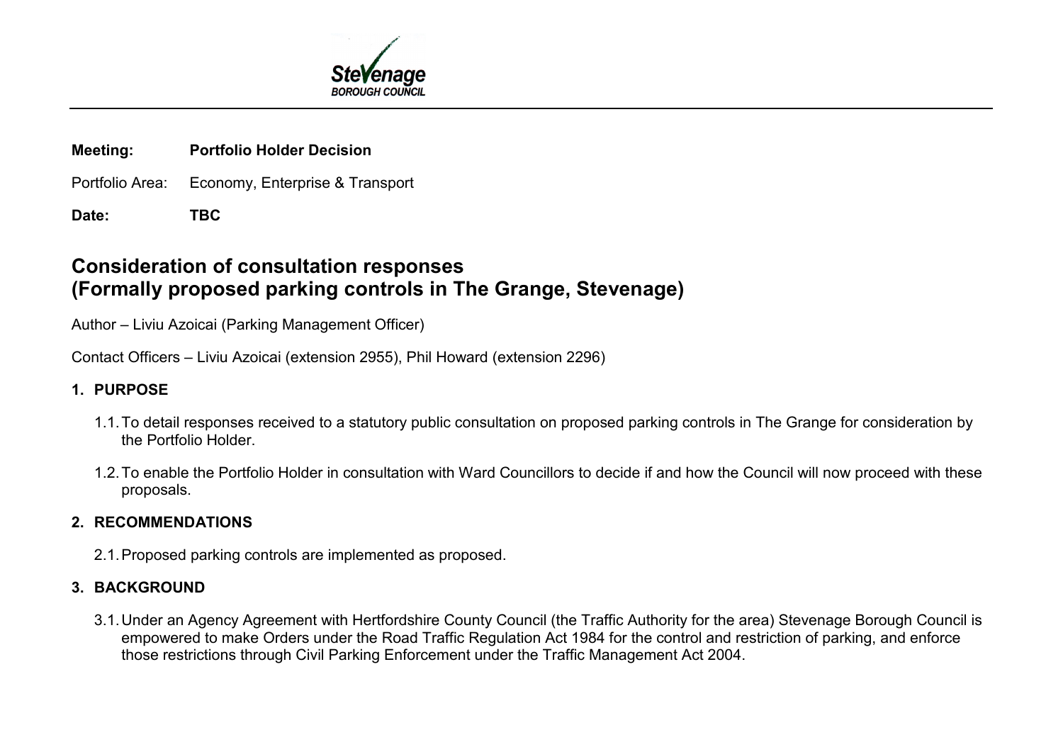Stevenage BOROUGH COUNCIL

**Meeting:** **Portfolio Holder Decision**

Portfolio Area: Economy, Enterprise & Transport

**Date:** **TBC**

# Consideration of consultation responses (Formally proposed parking controls in The Grange, Stevenage)

Author – Liviu Azoicai (Parking Management Officer)

Contact Officers – Liviu Azoicai (extension 2955), Phil Howard (extension 2296)

## 1. PURPOSE

1.1. To detail responses received to a statutory public consultation on proposed parking controls in The Grange for consideration by the Portfolio Holder.

1.2. To enable the Portfolio Holder in consultation with Ward Councillors to decide if and how the Council will now proceed with these proposals.

## 2. RECOMMENDATIONS

2.1. Proposed parking controls are implemented as proposed.

## 3. BACKGROUND

3.1. Under an Agency Agreement with Hertfordshire County Council (the Traffic Authority for the area) Stevenage Borough Council is empowered to make Orders under the Road Traffic Regulation Act 1984 for the control and restriction of parking, and enforce those restrictions through Civil Parking Enforcement under the Traffic Management Act 2004.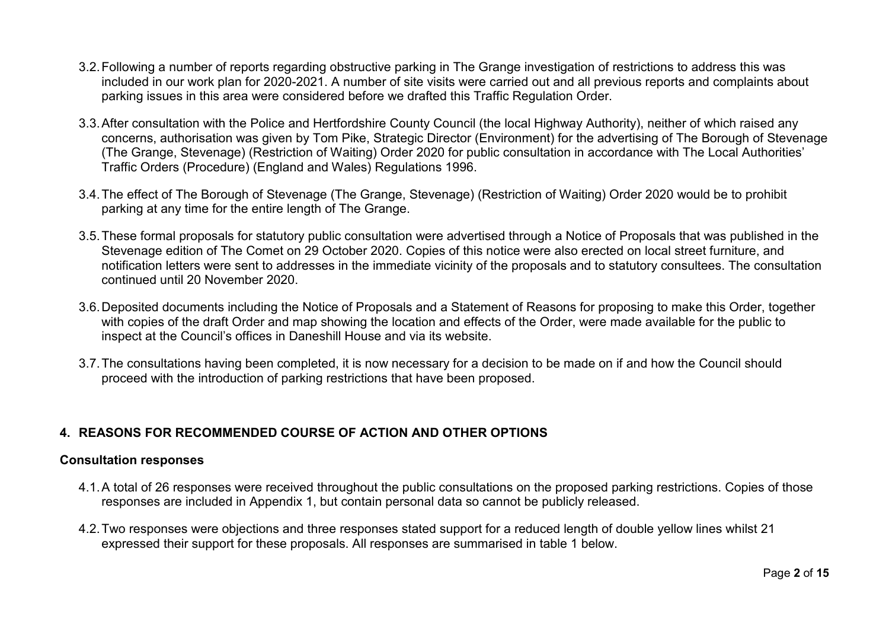3.2. Following a number of reports regarding obstructive parking in The Grange investigation of restrictions to address this was included in our work plan for 2020-2021. A number of site visits were carried out and all previous reports and complaints about parking issues in this area were considered before we drafted this Traffic Regulation Order.

3.3. After consultation with the Police and Hertfordshire County Council (the local Highway Authority), neither of which raised any concerns, authorisation was given by Tom Pike, Strategic Director (Environment) for the advertising of The Borough of Stevenage (The Grange, Stevenage) (Restriction of Waiting) Order 2020 for public consultation in accordance with The Local Authorities' Traffic Orders (Procedure) (England and Wales) Regulations 1996.

3.4. The effect of The Borough of Stevenage (The Grange, Stevenage) (Restriction of Waiting) Order 2020 would be to prohibit parking at any time for the entire length of The Grange.

3.5. These formal proposals for statutory public consultation were advertised through a Notice of Proposals that was published in the Stevenage edition of The Comet on 29 October 2020. Copies of this notice were also erected on local street furniture, and notification letters were sent to addresses in the immediate vicinity of the proposals and to statutory consultees. The consultation continued until 20 November 2020.

3.6. Deposited documents including the Notice of Proposals and a Statement of Reasons for proposing to make this Order, together with copies of the draft Order and map showing the location and effects of the Order, were made available for the public to inspect at the Council's offices in Daneshill House and via its website.

3.7. The consultations having been completed, it is now necessary for a decision to be made on if and how the Council should proceed with the introduction of parking restrictions that have been proposed.

## 4. REASONS FOR RECOMMENDED COURSE OF ACTION AND OTHER OPTIONS

### Consultation responses

4.1. A total of 26 responses were received throughout the public consultations on the proposed parking restrictions. Copies of those responses are included in Appendix 1, but contain personal data so cannot be publicly released.

4.2. Two responses were objections and three responses stated support for a reduced length of double yellow lines whilst 21 expressed their support for these proposals. All responses are summarised in table 1 below.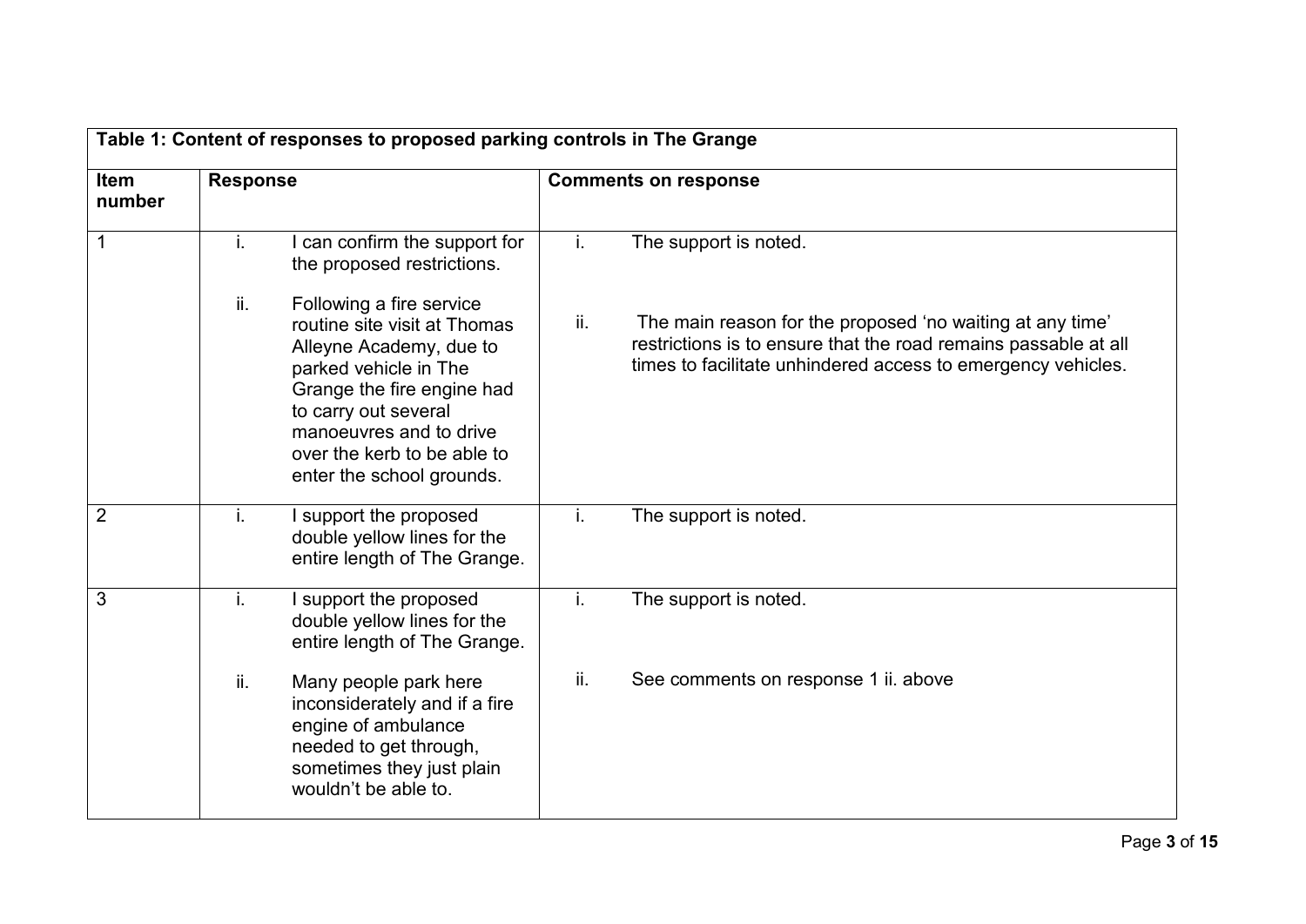| Table 1: Content of responses to proposed parking controls in The Grange | | |
|---|---|---|
| **Item number** | **Response** | **Comments on response** |
| 1 | i. I can confirm the support for the proposed restrictions.<br><br>ii. Following a fire service routine site visit at Thomas Alleyne Academy, due to parked vehicle in The Grange the fire engine had to carry out several manoeuvres and to drive over the kerb to be able to enter the school grounds. | i. The support is noted.<br><br>ii. The main reason for the proposed 'no waiting at any time' restrictions is to ensure that the road remains passable at all times to facilitate unhindered access to emergency vehicles. |
| 2 | i. I support the proposed double yellow lines for the entire length of The Grange. | i. The support is noted. |
| 3 | i. I support the proposed double yellow lines for the entire length of The Grange.<br><br>ii. Many people park here inconsiderately and if a fire engine of ambulance needed to get through, sometimes they just plain wouldn't be able to. | i. The support is noted.<br><br>ii. See comments on response 1 ii. above |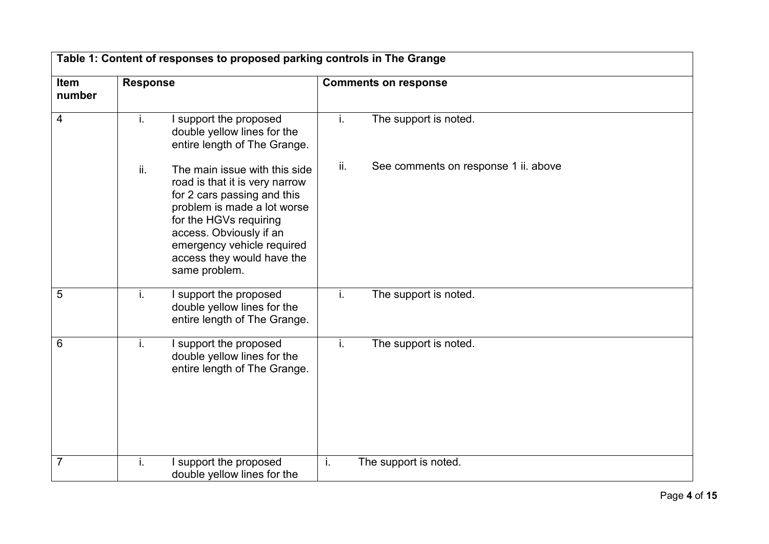| Table 1: Content of responses to proposed parking controls in The Grange | | |
|---|---|---|
| **Item number** | **Response** | **Comments on response** |
| 4 | i. I support the proposed double yellow lines for the entire length of The Grange.<br><br>ii. The main issue with this side road is that it is very narrow for 2 cars passing and this problem is made a lot worse for the HGVs requiring access. Obviously if an emergency vehicle required access they would have the same problem. | i. The support is noted.<br><br>ii. See comments on response 1 ii. above |
| 5 | i. I support the proposed double yellow lines for the entire length of The Grange. | i. The support is noted. |
| 6 | i. I support the proposed double yellow lines for the entire length of The Grange. | i. The support is noted. |
| 7 | i. I support the proposed double yellow lines for the | i. The support is noted. |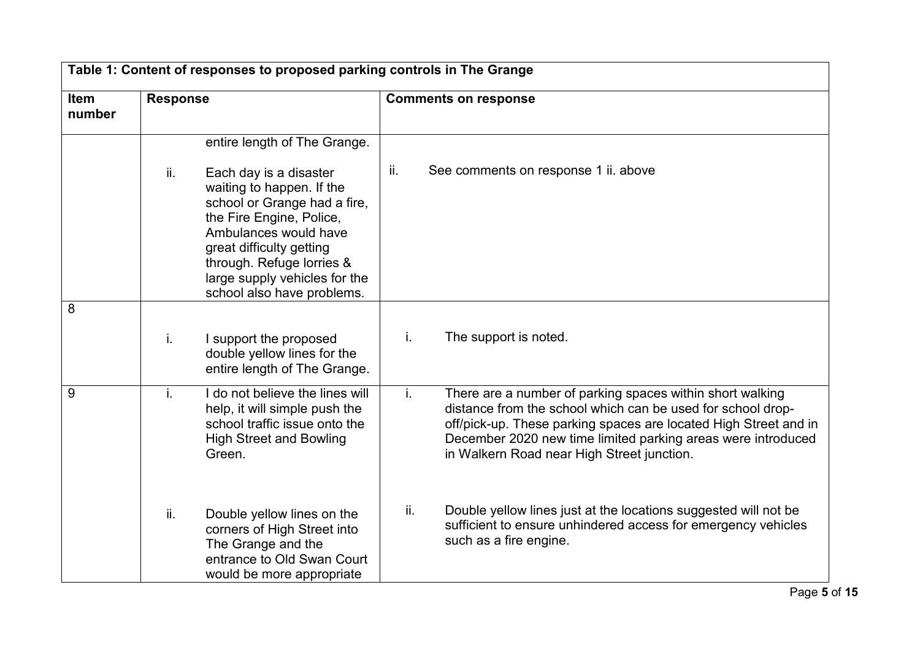| Table 1: Content of responses to proposed parking controls in The Grange | | |
|---|---|---|
| **Item number** | **Response** | **Comments on response** |
| | entire length of The Grange.<br><br>ii. Each day is a disaster waiting to happen. If the school or Grange had a fire, the Fire Engine, Police, Ambulances would have great difficulty getting through. Refuge lorries & large supply vehicles for the school also have problems. | ii. See comments on response 1 ii. above |
| 8 | i. I support the proposed double yellow lines for the entire length of The Grange. | i. The support is noted. |
| 9 | i. I do not believe the lines will help, it will simple push the school traffic issue onto the High Street and Bowling Green.<br><br>ii. Double yellow lines on the corners of High Street into The Grange and the entrance to Old Swan Court would be more appropriate | i. There are a number of parking spaces within short walking distance from the school which can be used for school drop-off/pick-up. These parking spaces are located High Street and in December 2020 new time limited parking areas were introduced in Walkern Road near High Street junction.<br><br>ii. Double yellow lines just at the locations suggested will not be sufficient to ensure unhindered access for emergency vehicles such as a fire engine. |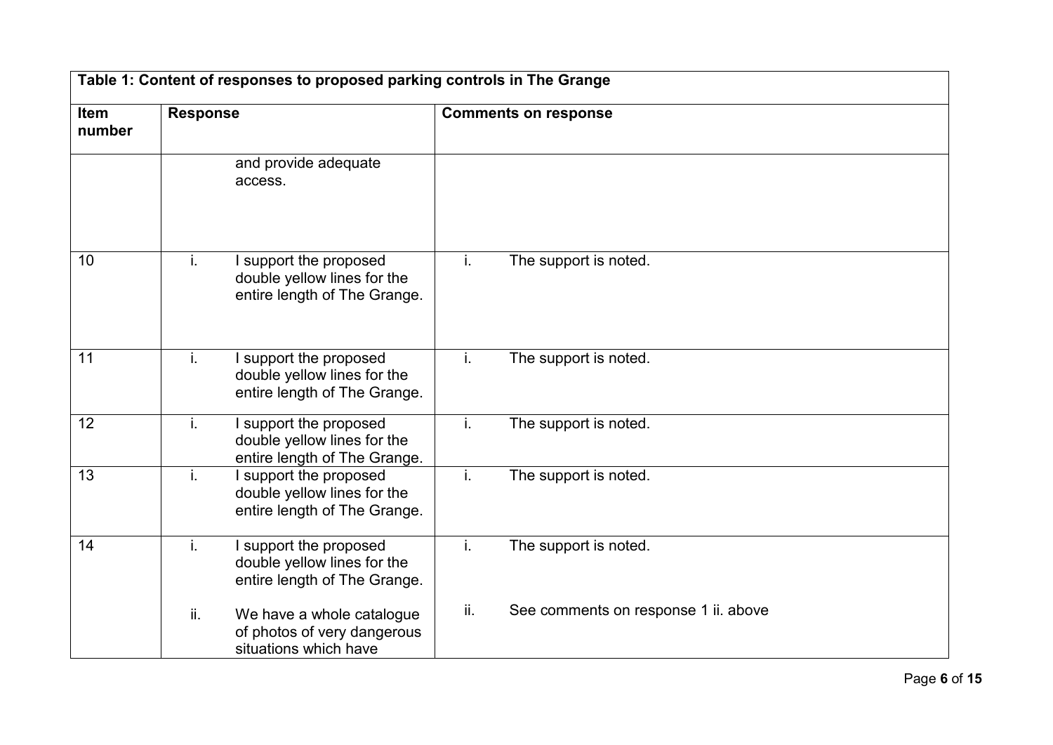| Table 1: Content of responses to proposed parking controls in The Grange | | |
|---|---|---|
| **Item number** | **Response** | **Comments on response** |
| | and provide adequate access. | |
| 10 | i. I support the proposed double yellow lines for the entire length of The Grange. | i. The support is noted. |
| 11 | i. I support the proposed double yellow lines for the entire length of The Grange. | i. The support is noted. |
| 12 | i. I support the proposed double yellow lines for the entire length of The Grange. | i. The support is noted. |
| 13 | i. I support the proposed double yellow lines for the entire length of The Grange. | i. The support is noted. |
| 14 | i. I support the proposed double yellow lines for the entire length of The Grange.<br><br>ii. We have a whole catalogue of photos of very dangerous situations which have | i. The support is noted.<br><br>ii. See comments on response 1 ii. above |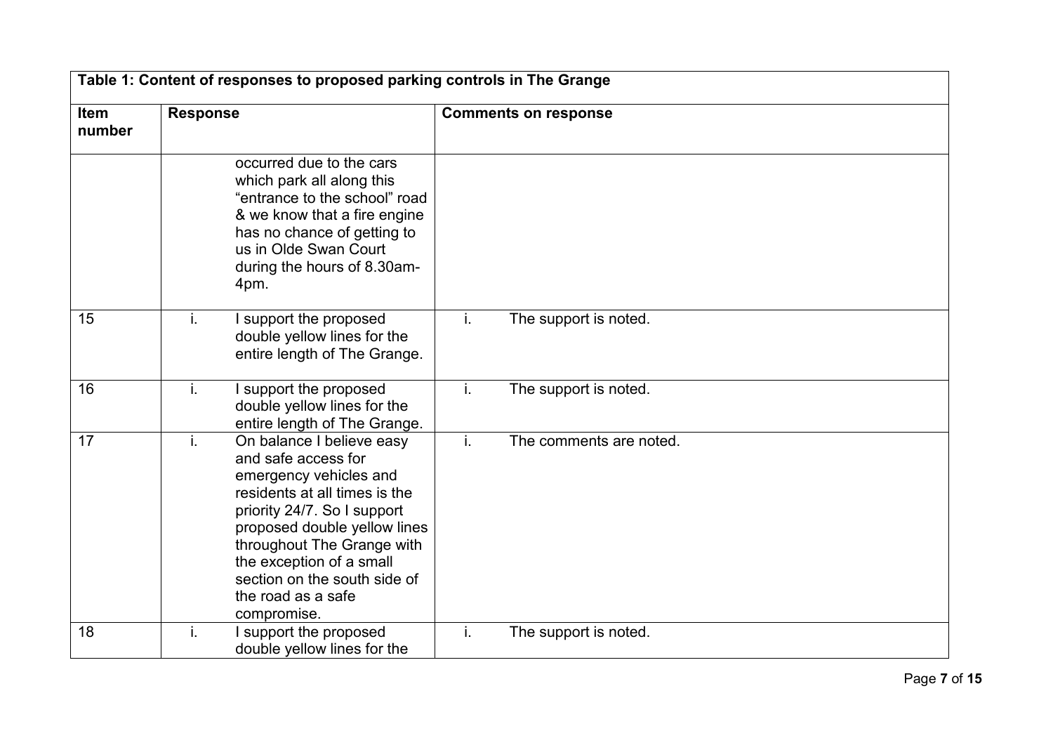| Table 1: Content of responses to proposed parking controls in The Grange | | |
|---|---|---|
| **Item number** | **Response** | **Comments on response** |
| | occurred due to the cars which park all along this "entrance to the school" road & we know that a fire engine has no chance of getting to us in Olde Swan Court during the hours of 8.30am-4pm. | |
| 15 | i. I support the proposed double yellow lines for the entire length of The Grange. | i. The support is noted. |
| 16 | i. I support the proposed double yellow lines for the entire length of The Grange. | i. The support is noted. |
| 17 | i. On balance I believe easy and safe access for emergency vehicles and residents at all times is the priority 24/7. So I support proposed double yellow lines throughout The Grange with the exception of a small section on the south side of the road as a safe compromise. | i. The comments are noted. |
| 18 | i. I support the proposed double yellow lines for the | i. The support is noted. |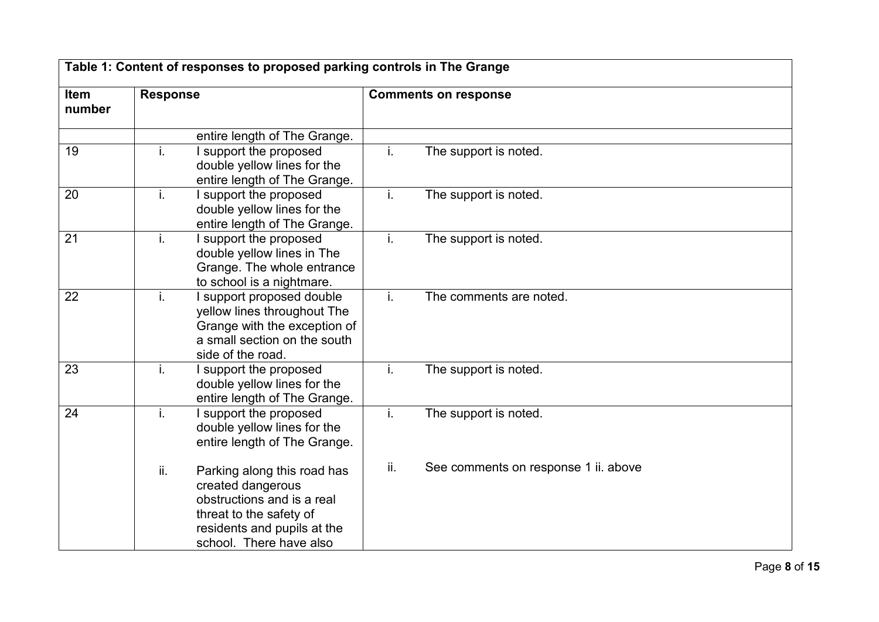| Table 1: Content of responses to proposed parking controls in The Grange | | |
|---|---|---|
| **Item number** | **Response** | **Comments on response** |
| | entire length of The Grange. | |
| 19 | i. I support the proposed double yellow lines for the entire length of The Grange. | i. The support is noted. |
| 20 | i. I support the proposed double yellow lines for the entire length of The Grange. | i. The support is noted. |
| 21 | i. I support the proposed double yellow lines in The Grange. The whole entrance to school is a nightmare. | i. The support is noted. |
| 22 | i. I support proposed double yellow lines throughout The Grange with the exception of a small section on the south side of the road. | i. The comments are noted. |
| 23 | i. I support the proposed double yellow lines for the entire length of The Grange. | i. The support is noted. |
| 24 | i. I support the proposed double yellow lines for the entire length of The Grange.<br><br>ii. Parking along this road has created dangerous obstructions and is a real threat to the safety of residents and pupils at the school. There have also | i. The support is noted.<br><br>ii. See comments on response 1 ii. above |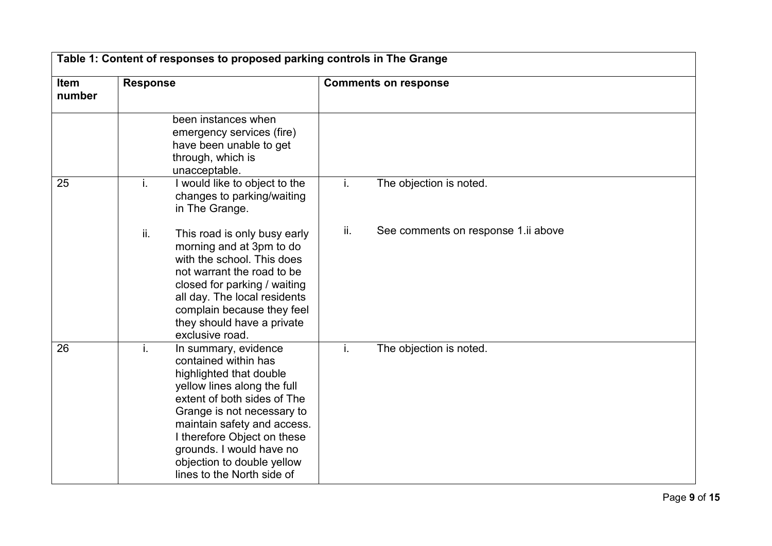| **Table 1: Content of responses to proposed parking controls in The Grange** | | |
|---|---|---|
| **Item number** | **Response** | **Comments on response** |
| | been instances when emergency services (fire) have been unable to get through, which is unacceptable. | |
| 25 | i. I would like to object to the changes to parking/waiting in The Grange.<br><br>ii. This road is only busy early morning and at 3pm to do with the school. This does not warrant the road to be closed for parking / waiting all day. The local residents complain because they feel they should have a private exclusive road. | i. The objection is noted.<br><br>ii. See comments on response 1.ii above |
| 26 | i. In summary, evidence contained within has highlighted that double yellow lines along the full extent of both sides of The Grange is not necessary to maintain safety and access. I therefore Object on these grounds. I would have no objection to double yellow lines to the North side of | i. The objection is noted. |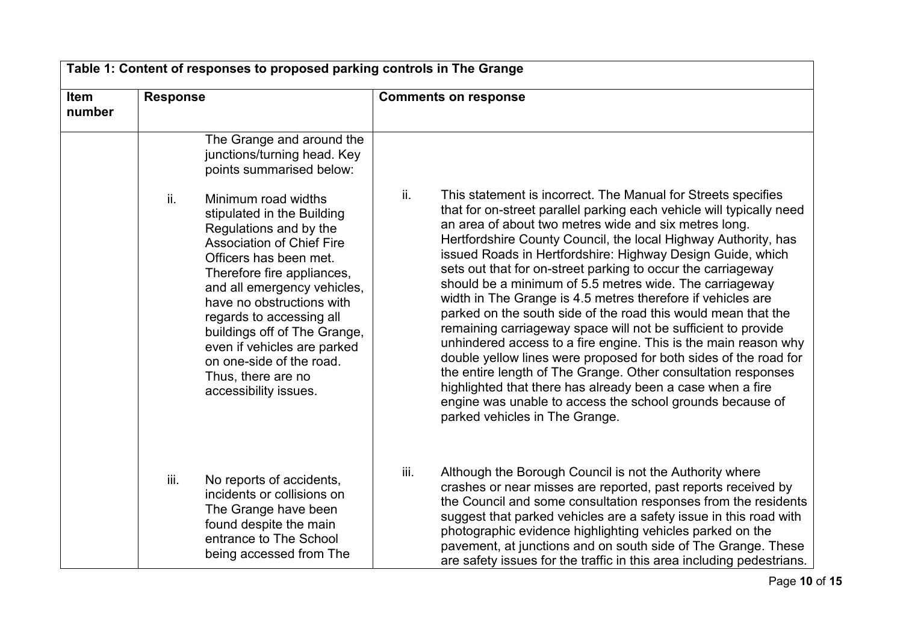| Table 1: Content of responses to proposed parking controls in The Grange | | |
|---|---|---|
| **Item number** | **Response** | **Comments on response** |
| | The Grange and around the junctions/turning head. Key points summarised below: | |
| | ii. Minimum road widths stipulated in the Building Regulations and by the Association of Chief Fire Officers has been met. Therefore fire appliances, and all emergency vehicles, have no obstructions with regards to accessing all buildings off of The Grange, even if vehicles are parked on one-side of the road. Thus, there are no accessibility issues. | ii. This statement is incorrect. The Manual for Streets specifies that for on-street parallel parking each vehicle will typically need an area of about two metres wide and six metres long. Hertfordshire County Council, the local Highway Authority, has issued Roads in Hertfordshire: Highway Design Guide, which sets out that for on-street parking to occur the carriageway should be a minimum of 5.5 metres wide. The carriageway width in The Grange is 4.5 metres therefore if vehicles are parked on the south side of the road this would mean that the remaining carriageway space will not be sufficient to provide unhindered access to a fire engine. This is the main reason why double yellow lines were proposed for both sides of the road for the entire length of The Grange. Other consultation responses highlighted that there has already been a case when a fire engine was unable to access the school grounds because of parked vehicles in The Grange. |
| | iii. No reports of accidents, incidents or collisions on The Grange have been found despite the main entrance to The School being accessed from The | iii. Although the Borough Council is not the Authority where crashes or near misses are reported, past reports received by the Council and some consultation responses from the residents suggest that parked vehicles are a safety issue in this road with photographic evidence highlighting vehicles parked on the pavement, at junctions and on south side of The Grange. These are safety issues for the traffic in this area including pedestrians. |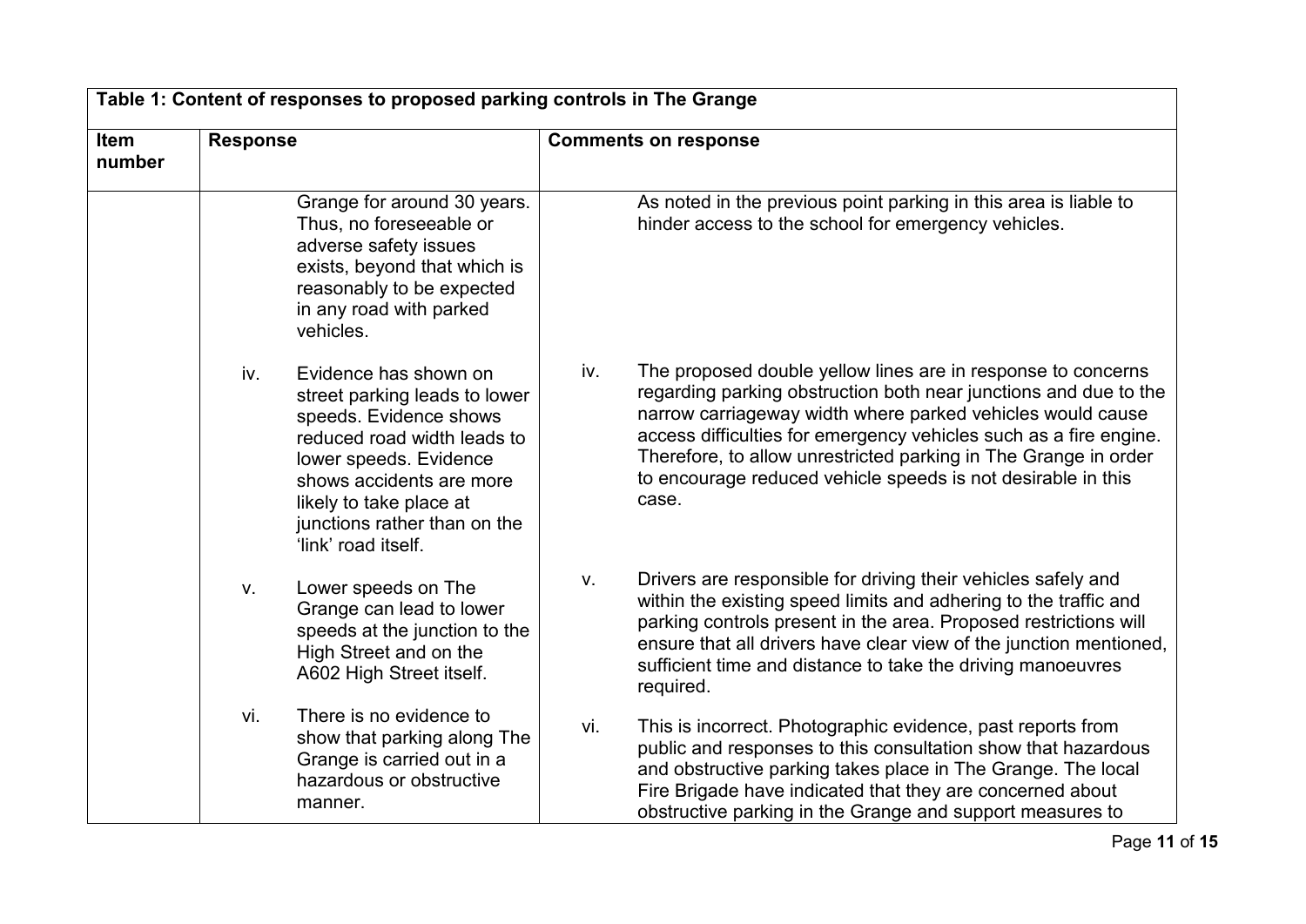| Table 1: Content of responses to proposed parking controls in The Grange | | |
|---|---|---|
| **Item number** | **Response** | **Comments on response** |
| | Grange for around 30 years. Thus, no foreseeable or adverse safety issues exists, beyond that which is reasonably to be expected in any road with parked vehicles. | As noted in the previous point parking in this area is liable to hinder access to the school for emergency vehicles. |
| | iv. Evidence has shown on street parking leads to lower speeds. Evidence shows reduced road width leads to lower speeds. Evidence shows accidents are more likely to take place at junctions rather than on the 'link' road itself. | iv. The proposed double yellow lines are in response to concerns regarding parking obstruction both near junctions and due to the narrow carriageway width where parked vehicles would cause access difficulties for emergency vehicles such as a fire engine. Therefore, to allow unrestricted parking in The Grange in order to encourage reduced vehicle speeds is not desirable in this case. |
| | v. Lower speeds on The Grange can lead to lower speeds at the junction to the High Street and on the A602 High Street itself. | v. Drivers are responsible for driving their vehicles safely and within the existing speed limits and adhering to the traffic and parking controls present in the area. Proposed restrictions will ensure that all drivers have clear view of the junction mentioned, sufficient time and distance to take the driving manoeuvres required. |
| | vi. There is no evidence to show that parking along The Grange is carried out in a hazardous or obstructive manner. | vi. This is incorrect. Photographic evidence, past reports from public and responses to this consultation show that hazardous and obstructive parking takes place in The Grange. The local Fire Brigade have indicated that they are concerned about obstructive parking in the Grange and support measures to |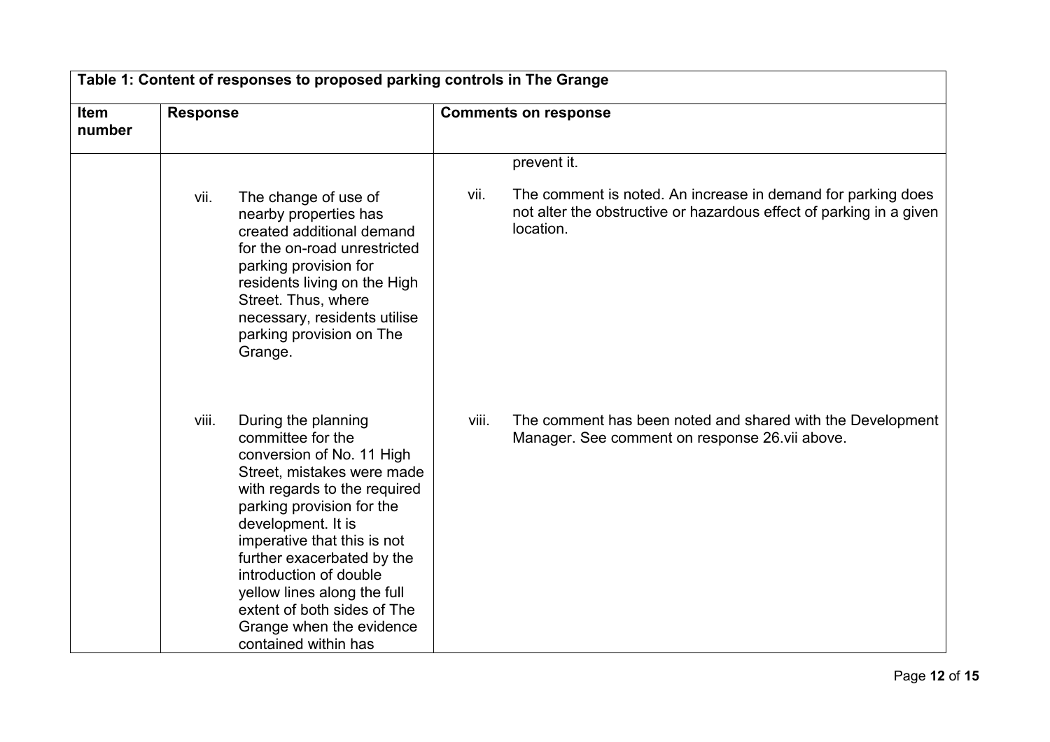| Table 1: Content of responses to proposed parking controls in The Grange | | |
|---|---|---|
| **Item number** | **Response** | **Comments on response** |
| | | prevent it. |
| | vii. The change of use of nearby properties has created additional demand for the on-road unrestricted parking provision for residents living on the High Street. Thus, where necessary, residents utilise parking provision on The Grange. | vii. The comment is noted. An increase in demand for parking does not alter the obstructive or hazardous effect of parking in a given location. |
| | viii. During the planning committee for the conversion of No. 11 High Street, mistakes were made with regards to the required parking provision for the development. It is imperative that this is not further exacerbated by the introduction of double yellow lines along the full extent of both sides of The Grange when the evidence contained within has | viii. The comment has been noted and shared with the Development Manager. See comment on response 26.vii above. |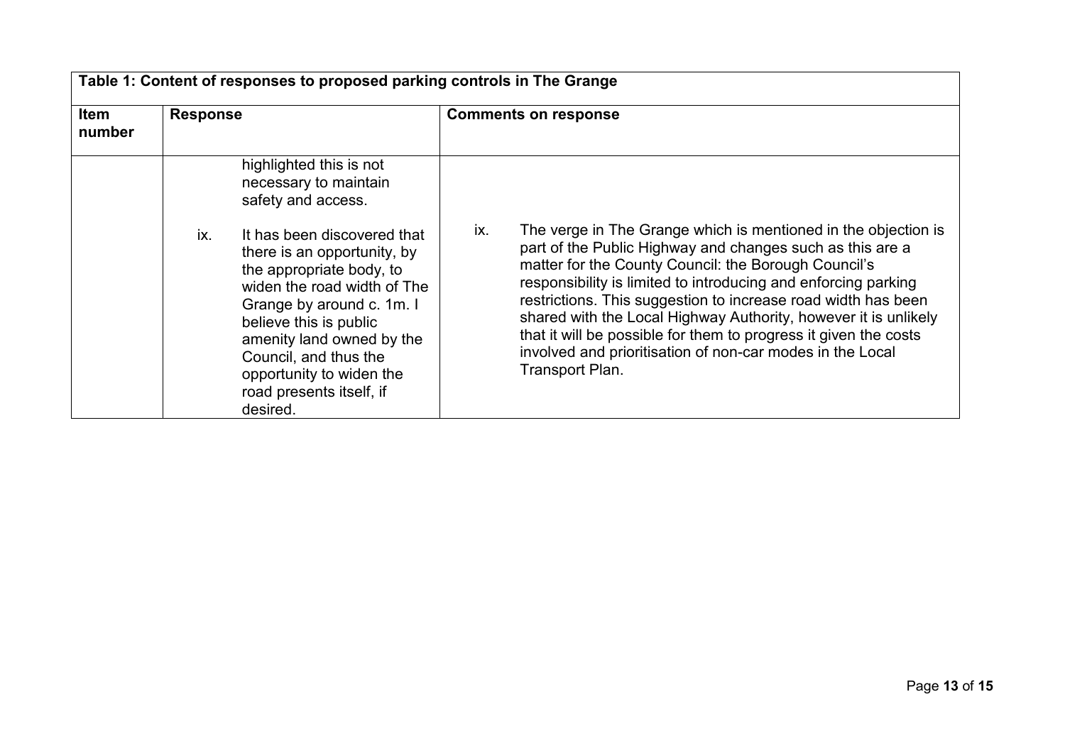| Table 1: Content of responses to proposed parking controls in The Grange | | |
|---|---|---|
| **Item number** | **Response** | **Comments on response** |
| | highlighted this is not necessary to maintain safety and access.<br><br>ix. It has been discovered that there is an opportunity, by the appropriate body, to widen the road width of The Grange by around c. 1m. I believe this is public amenity land owned by the Council, and thus the opportunity to widen the road presents itself, if desired. | ix. The verge in The Grange which is mentioned in the objection is part of the Public Highway and changes such as this are a matter for the County Council: the Borough Council's responsibility is limited to introducing and enforcing parking restrictions. This suggestion to increase road width has been shared with the Local Highway Authority, however it is unlikely that it will be possible for them to progress it given the costs involved and prioritisation of non-car modes in the Local Transport Plan. |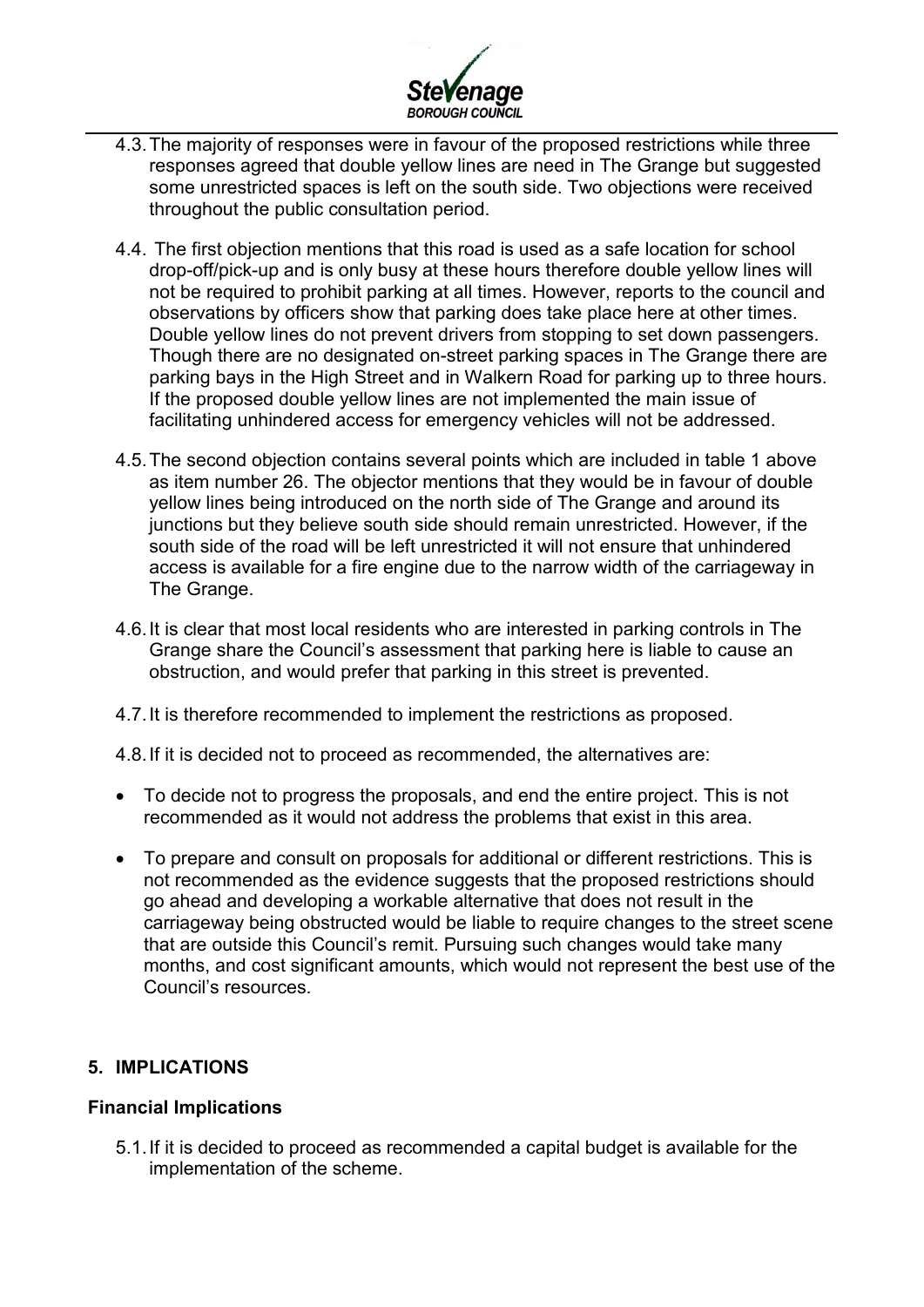4.3. The majority of responses were in favour of the proposed restrictions while three responses agreed that double yellow lines are need in The Grange but suggested some unrestricted spaces is left on the south side. Two objections were received throughout the public consultation period.

4.4. The first objection mentions that this road is used as a safe location for school drop-off/pick-up and is only busy at these hours therefore double yellow lines will not be required to prohibit parking at all times. However, reports to the council and observations by officers show that parking does take place here at other times. Double yellow lines do not prevent drivers from stopping to set down passengers. Though there are no designated on-street parking spaces in The Grange there are parking bays in the High Street and in Walkern Road for parking up to three hours. If the proposed double yellow lines are not implemented the main issue of facilitating unhindered access for emergency vehicles will not be addressed.

4.5. The second objection contains several points which are included in table 1 above as item number 26. The objector mentions that they would be in favour of double yellow lines being introduced on the north side of The Grange and around its junctions but they believe south side should remain unrestricted. However, if the south side of the road will be left unrestricted it will not ensure that unhindered access is available for a fire engine due to the narrow width of the carriageway in The Grange.

4.6. It is clear that most local residents who are interested in parking controls in The Grange share the Council's assessment that parking here is liable to cause an obstruction, and would prefer that parking in this street is prevented.

4.7. It is therefore recommended to implement the restrictions as proposed.

4.8. If it is decided not to proceed as recommended, the alternatives are:

- To decide not to progress the proposals, and end the entire project. This is not recommended as it would not address the problems that exist in this area.
- To prepare and consult on proposals for additional or different restrictions. This is not recommended as the evidence suggests that the proposed restrictions should go ahead and developing a workable alternative that does not result in the carriageway being obstructed would be liable to require changes to the street scene that are outside this Council's remit. Pursuing such changes would take many months, and cost significant amounts, which would not represent the best use of the Council's resources.

## 5. IMPLICATIONS

### Financial Implications

5.1. If it is decided to proceed as recommended a capital budget is available for the implementation of the scheme.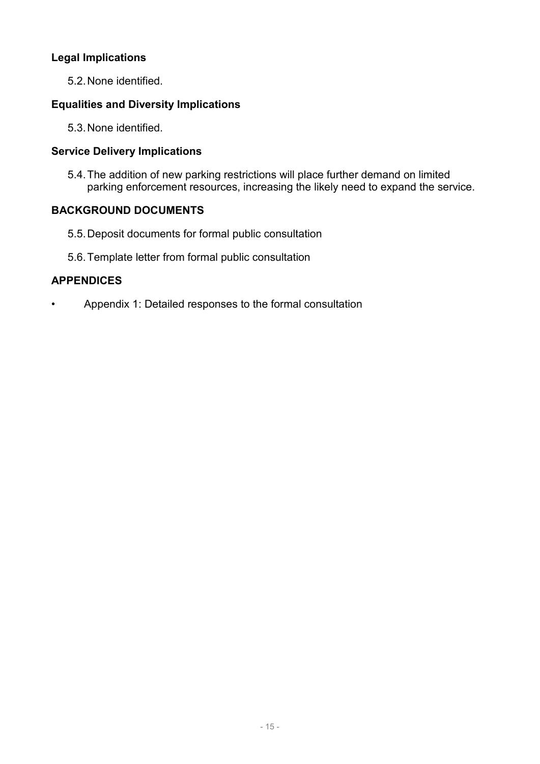**Legal Implications**

5.2. None identified.

**Equalities and Diversity Implications**

5.3. None identified.

**Service Delivery Implications**

5.4. The addition of new parking restrictions will place further demand on limited parking enforcement resources, increasing the likely need to expand the service.

**BACKGROUND DOCUMENTS**

5.5. Deposit documents for formal public consultation

5.6. Template letter from formal public consultation

**APPENDICES**

- Appendix 1: Detailed responses to the formal consultation